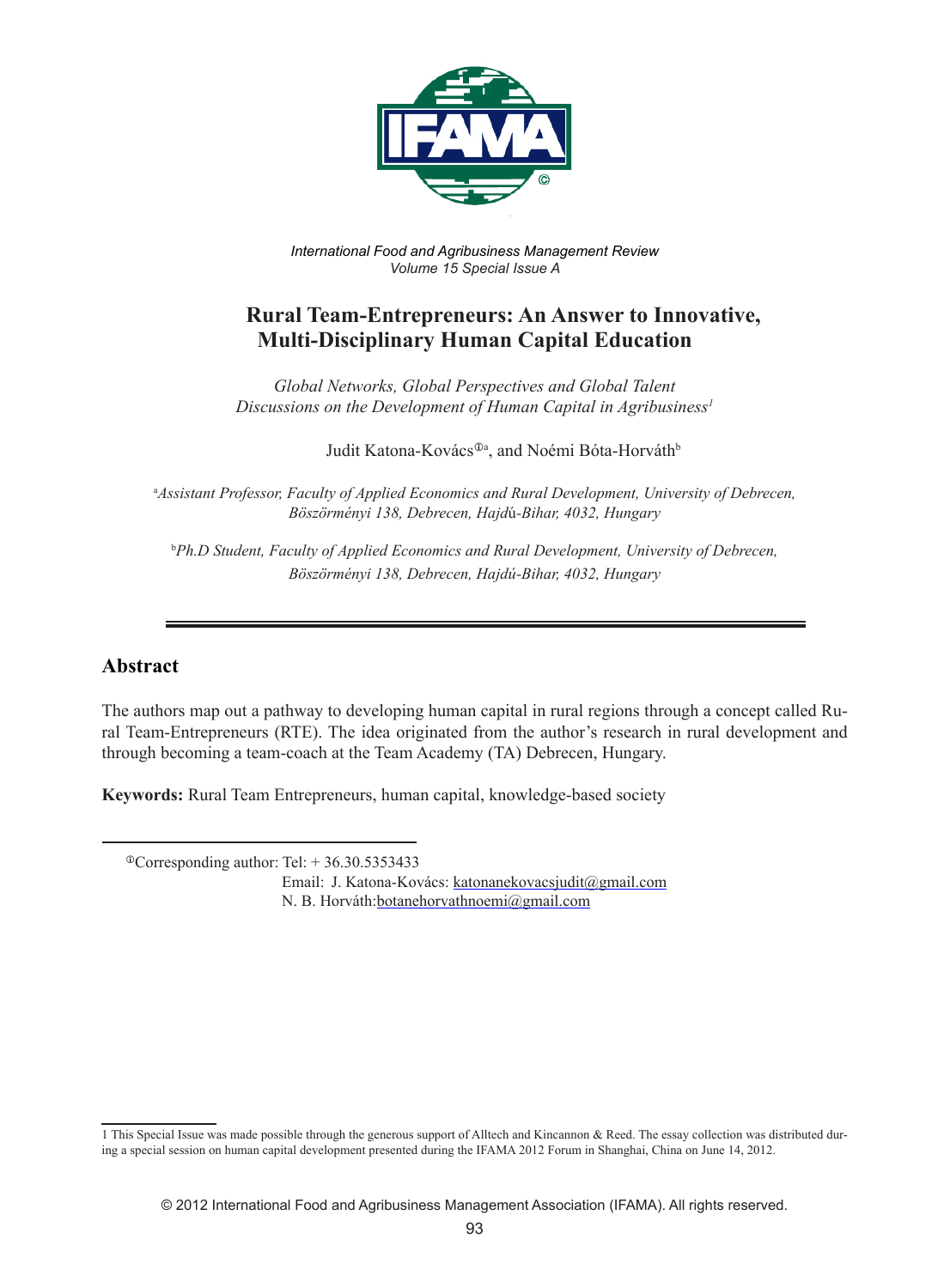*International Food and Agribusiness Management Review*
*Volume 15 Special Issue A*

# Rural Team-Entrepreneurs: An Answer to Innovative, Multi-Disciplinary Human Capital Education

*Global Networks, Global Perspectives and Global Talent*
*Discussions on the Development of Human Capital in Agribusiness*[1]

Judit Katona-Kovács[ⓘa], and Noémi Bóta-Horváth[b]

[a]*Assistant Professor, Faculty of Applied Economics and Rural Development, University of Debrecen, Böszörményi 138, Debrecen, Hajdú-Bihar, 4032, Hungary*

[b]*Ph.D Student, Faculty of Applied Economics and Rural Development, University of Debrecen, Böszörményi 138, Debrecen, Hajdú-Bihar, 4032, Hungary*

---

## Abstract

The authors map out a pathway to developing human capital in rural regions through a concept called Rural Team-Entrepreneurs (RTE). The idea originated from the author's research in rural development and through becoming a team-coach at the Team Academy (TA) Debrecen, Hungary.

**Keywords:** Rural Team Entrepreneurs, human capital, knowledge-based society

ⓘCorresponding author: Tel: + 36.30.5353433
Email: J. Katona-Kovács: katonanekovacsjudit@gmail.com
N. B. Horváth: botanehorvathnoemi@gmail.com

1 This Special Issue was made possible through the generous support of Alltech and Kincannon & Reed. The essay collection was distributed during a special session on human capital development presented during the IFAMA 2012 Forum in Shanghai, China on June 14, 2012.

© 2012 International Food and Agribusiness Management Association (IFAMA). All rights reserved.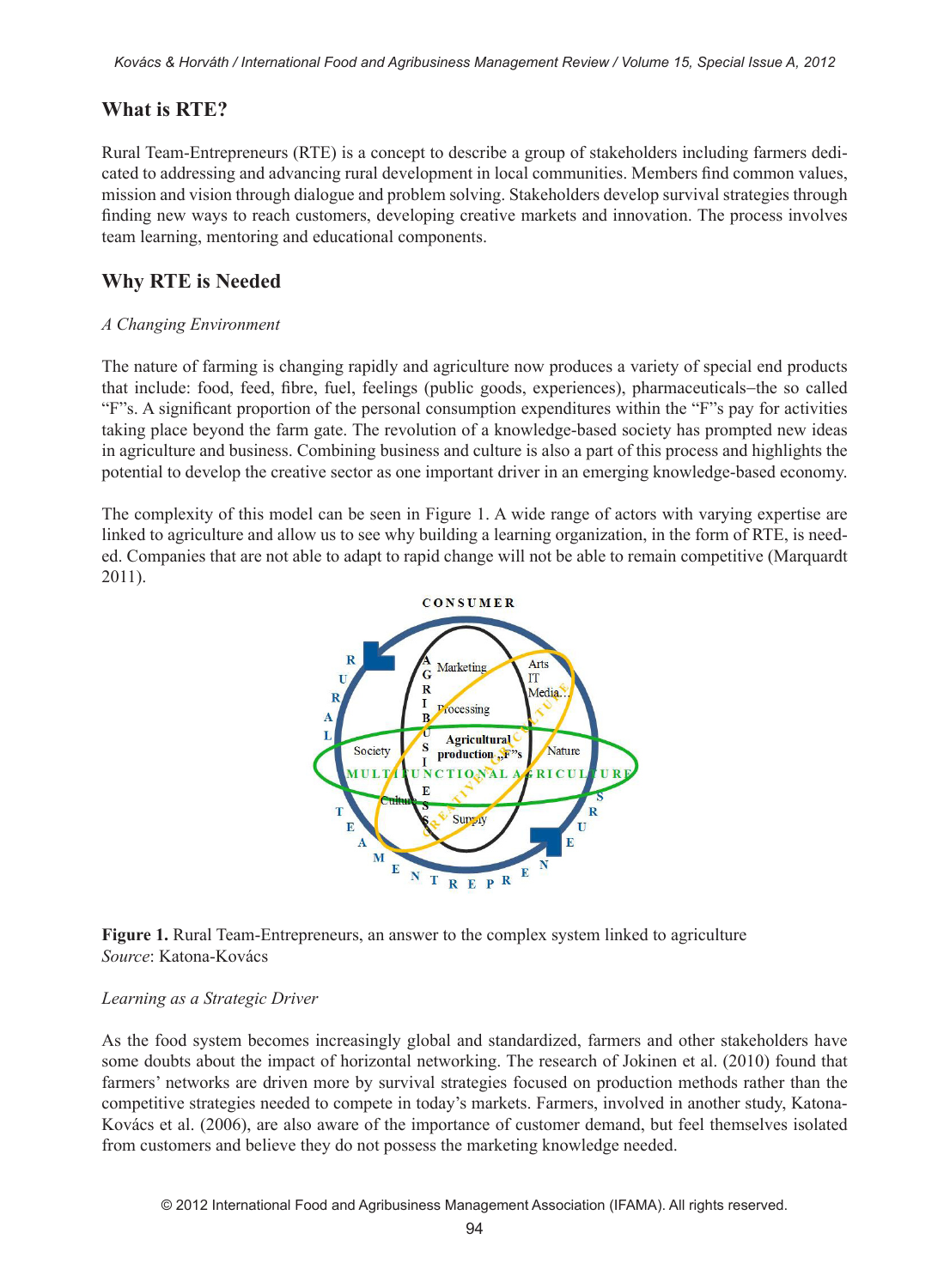## What is RTE?

Rural Team-Entrepreneurs (RTE) is a concept to describe a group of stakeholders including farmers dedicated to addressing and advancing rural development in local communities. Members find common values, mission and vision through dialogue and problem solving. Stakeholders develop survival strategies through finding new ways to reach customers, developing creative markets and innovation. The process involves team learning, mentoring and educational components.

## Why RTE is Needed

*A Changing Environment*

The nature of farming is changing rapidly and agriculture now produces a variety of special end products that include: food, feed, fibre, fuel, feelings (public goods, experiences), pharmaceuticals–the so called "F"s. A significant proportion of the personal consumption expenditures within the "F"s pay for activities taking place beyond the farm gate. The revolution of a knowledge-based society has prompted new ideas in agriculture and business. Combining business and culture is also a part of this process and highlights the potential to develop the creative sector as one important driver in an emerging knowledge-based economy.

The complexity of this model can be seen in Figure 1. A wide range of actors with varying expertise are linked to agriculture and allow us to see why building a learning organization, in the form of RTE, is needed. Companies that are not able to adapt to rapid change will not be able to remain competitive (Marquardt 2011).

**Figure 1.** Rural Team-Entrepreneurs, an answer to the complex system linked to agriculture
*Source*: Katona-Kovács

*Learning as a Strategic Driver*

As the food system becomes increasingly global and standardized, farmers and other stakeholders have some doubts about the impact of horizontal networking. The research of Jokinen et al. (2010) found that farmers' networks are driven more by survival strategies focused on production methods rather than the competitive strategies needed to compete in today's markets. Farmers, involved in another study, Katona-Kovács et al. (2006), are also aware of the importance of customer demand, but feel themselves isolated from customers and believe they do not possess the marketing knowledge needed.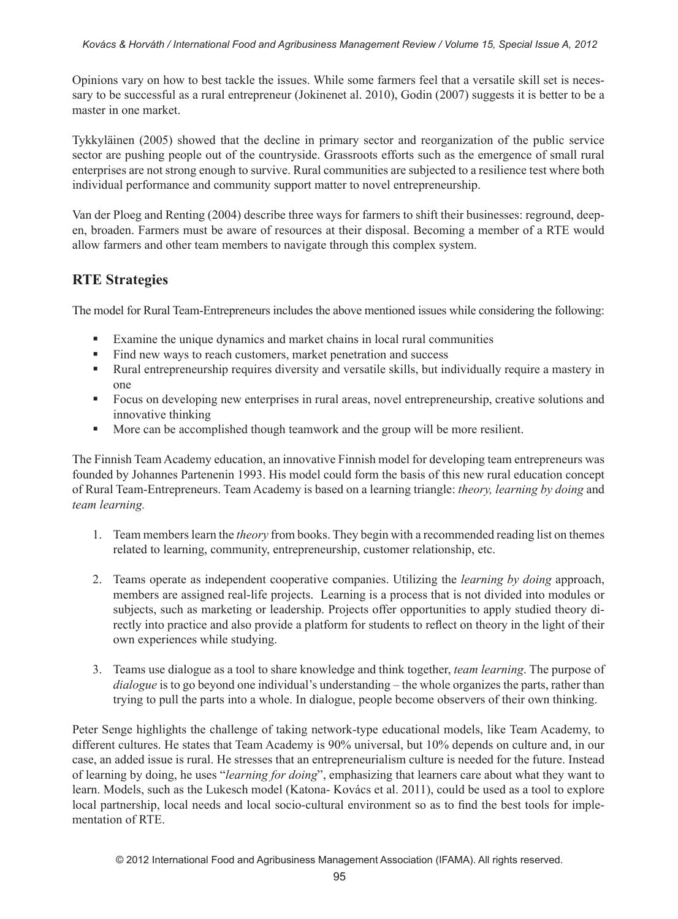Opinions vary on how to best tackle the issues. While some farmers feel that a versatile skill set is necessary to be successful as a rural entrepreneur (Jokinenet al. 2010), Godin (2007) suggests it is better to be a master in one market.

Tykkyläinen (2005) showed that the decline in primary sector and reorganization of the public service sector are pushing people out of the countryside. Grassroots efforts such as the emergence of small rural enterprises are not strong enough to survive. Rural communities are subjected to a resilience test where both individual performance and community support matter to novel entrepreneurship.

Van der Ploeg and Renting (2004) describe three ways for farmers to shift their businesses: reground, deepen, broaden. Farmers must be aware of resources at their disposal. Becoming a member of a RTE would allow farmers and other team members to navigate through this complex system.

## RTE Strategies

The model for Rural Team-Entrepreneurs includes the above mentioned issues while considering the following:

- Examine the unique dynamics and market chains in local rural communities
- Find new ways to reach customers, market penetration and success
- Rural entrepreneurship requires diversity and versatile skills, but individually require a mastery in one
- Focus on developing new enterprises in rural areas, novel entrepreneurship, creative solutions and innovative thinking
- More can be accomplished though teamwork and the group will be more resilient.

The Finnish Team Academy education, an innovative Finnish model for developing team entrepreneurs was founded by Johannes Partenenin 1993. His model could form the basis of this new rural education concept of Rural Team-Entrepreneurs. Team Academy is based on a learning triangle: *theory, learning by doing* and *team learning.*

1. Team members learn the *theory* from books. They begin with a recommended reading list on themes related to learning, community, entrepreneurship, customer relationship, etc.

2. Teams operate as independent cooperative companies. Utilizing the *learning by doing* approach, members are assigned real-life projects. Learning is a process that is not divided into modules or subjects, such as marketing or leadership. Projects offer opportunities to apply studied theory directly into practice and also provide a platform for students to reflect on theory in the light of their own experiences while studying.

3. Teams use dialogue as a tool to share knowledge and think together, *team learning*. The purpose of *dialogue* is to go beyond one individual's understanding – the whole organizes the parts, rather than trying to pull the parts into a whole. In dialogue, people become observers of their own thinking.

Peter Senge highlights the challenge of taking network-type educational models, like Team Academy, to different cultures. He states that Team Academy is 90% universal, but 10% depends on culture and, in our case, an added issue is rural. He stresses that an entrepreneurialism culture is needed for the future. Instead of learning by doing, he uses "*learning for doing*", emphasizing that learners care about what they want to learn. Models, such as the Lukesch model (Katona- Kovács et al. 2011), could be used as a tool to explore local partnership, local needs and local socio-cultural environment so as to find the best tools for implementation of RTE.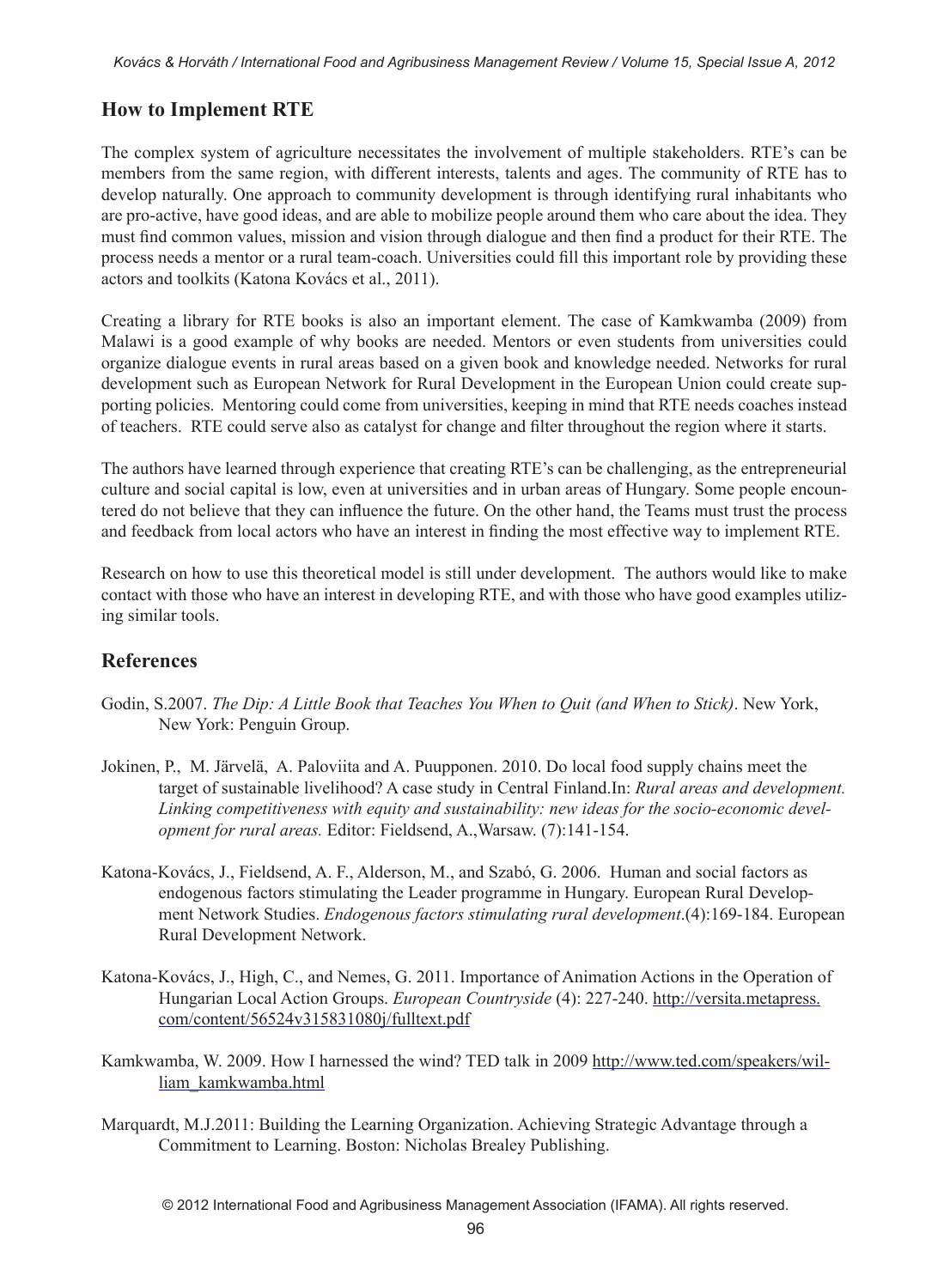## How to Implement RTE

The complex system of agriculture necessitates the involvement of multiple stakeholders. RTE's can be members from the same region, with different interests, talents and ages. The community of RTE has to develop naturally. One approach to community development is through identifying rural inhabitants who are pro-active, have good ideas, and are able to mobilize people around them who care about the idea. They must find common values, mission and vision through dialogue and then find a product for their RTE. The process needs a mentor or a rural team-coach. Universities could fill this important role by providing these actors and toolkits (Katona Kovács et al., 2011).

Creating a library for RTE books is also an important element. The case of Kamkwamba (2009) from Malawi is a good example of why books are needed. Mentors or even students from universities could organize dialogue events in rural areas based on a given book and knowledge needed. Networks for rural development such as European Network for Rural Development in the European Union could create supporting policies. Mentoring could come from universities, keeping in mind that RTE needs coaches instead of teachers. RTE could serve also as catalyst for change and filter throughout the region where it starts.

The authors have learned through experience that creating RTE's can be challenging, as the entrepreneurial culture and social capital is low, even at universities and in urban areas of Hungary. Some people encountered do not believe that they can influence the future. On the other hand, the Teams must trust the process and feedback from local actors who have an interest in finding the most effective way to implement RTE.

Research on how to use this theoretical model is still under development. The authors would like to make contact with those who have an interest in developing RTE, and with those who have good examples utilizing similar tools.

## References

Godin, S.2007. *The Dip: A Little Book that Teaches You When to Quit (and When to Stick)*. New York, New York: Penguin Group.

Jokinen, P., M. Järvelä, A. Paloviita and A. Puupponen. 2010. Do local food supply chains meet the target of sustainable livelihood? A case study in Central Finland.In: *Rural areas and development. Linking competitiveness with equity and sustainability: new ideas for the socio-economic development for rural areas.* Editor: Fieldsend, A.,Warsaw. (7):141-154.

Katona-Kovács, J., Fieldsend, A. F., Alderson, M., and Szabó, G. 2006. Human and social factors as endogenous factors stimulating the Leader programme in Hungary. European Rural Development Network Studies. *Endogenous factors stimulating rural development*.(4):169-184. European Rural Development Network.

Katona-Kovács, J., High, C., and Nemes, G. 2011. Importance of Animation Actions in the Operation of Hungarian Local Action Groups. *European Countryside* (4): 227-240. http://versita.metapress.com/content/56524v315831080j/fulltext.pdf

Kamkwamba, W. 2009. How I harnessed the wind? TED talk in 2009 http://www.ted.com/speakers/william_kamkwamba.html

Marquardt, M.J.2011: Building the Learning Organization. Achieving Strategic Advantage through a Commitment to Learning. Boston: Nicholas Brealey Publishing.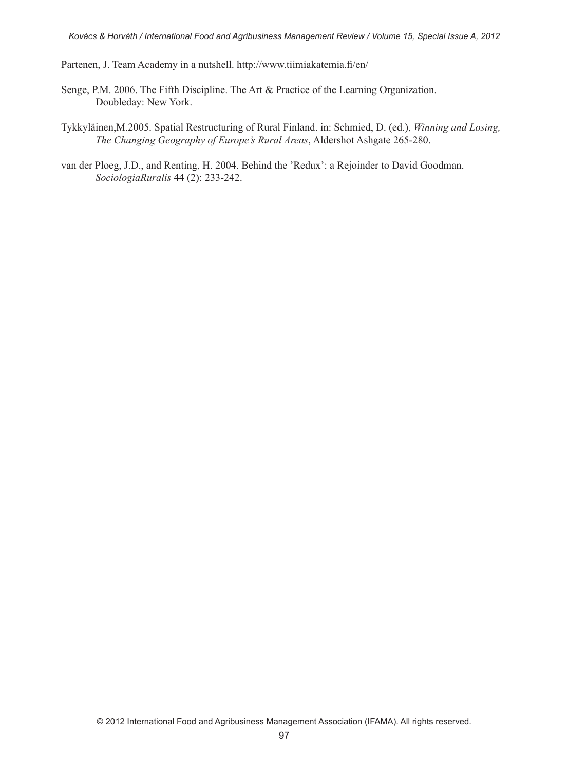Partenen, J. Team Academy in a nutshell. http://www.tiimiakatemia.fi/en/

Senge, P.M. 2006. The Fifth Discipline. The Art & Practice of the Learning Organization. Doubleday: New York.

Tykkyläinen,M.2005. Spatial Restructuring of Rural Finland. in: Schmied, D. (ed.), *Winning and Losing, The Changing Geography of Europe's Rural Areas*, Aldershot Ashgate 265-280.

van der Ploeg, J.D., and Renting, H. 2004. Behind the 'Redux': a Rejoinder to David Goodman. *SociologiaRuralis* 44 (2): 233-242.